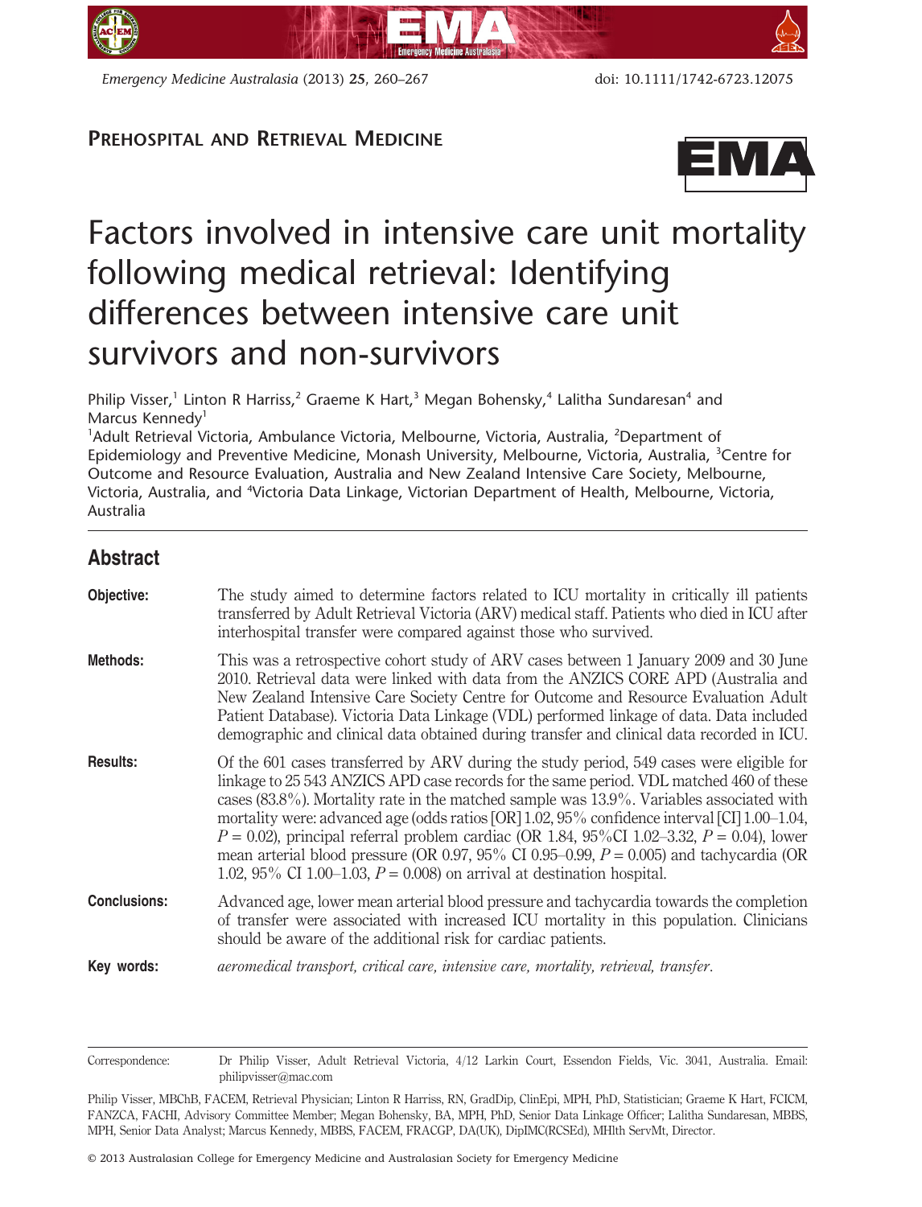PREHOSPITAL AND RETRIEVAL MEDICINE

# Factors involved in intensive care unit mortality following medical retrieval: Identifying differences between intensive care unit survivors and non-survivors

Philip Visser,[1] Linton R Harriss,[2] Graeme K Hart,[3] Megan Bohensky,[4] Lalitha Sundaresan[4] and Marcus Kennedy[1]

[1]Adult Retrieval Victoria, Ambulance Victoria, Melbourne, Victoria, Australia, [2]Department of Epidemiology and Preventive Medicine, Monash University, Melbourne, Victoria, Australia, [3]Centre for Outcome and Resource Evaluation, Australia and New Zealand Intensive Care Society, Melbourne, Victoria, Australia, and [4]Victoria Data Linkage, Victorian Department of Health, Melbourne, Victoria, Australia

## Abstract

**Objective:** The study aimed to determine factors related to ICU mortality in critically ill patients transferred by Adult Retrieval Victoria (ARV) medical staff. Patients who died in ICU after interhospital transfer were compared against those who survived.

**Methods:** This was a retrospective cohort study of ARV cases between 1 January 2009 and 30 June 2010. Retrieval data were linked with data from the ANZICS CORE APD (Australia and New Zealand Intensive Care Society Centre for Outcome and Resource Evaluation Adult Patient Database). Victoria Data Linkage (VDL) performed linkage of data. Data included demographic and clinical data obtained during transfer and clinical data recorded in ICU.

**Results:** Of the 601 cases transferred by ARV during the study period, 549 cases were eligible for linkage to 25 543 ANZICS APD case records for the same period. VDL matched 460 of these cases (83.8%). Mortality rate in the matched sample was 13.9%. Variables associated with mortality were: advanced age (odds ratios [OR] 1.02, 95% confidence interval [CI] 1.00–1.04, $P = 0.02$), principal referral problem cardiac (OR 1.84, 95%CI 1.02–3.32, $P = 0.04$), lower mean arterial blood pressure (OR 0.97, 95% CI 0.95–0.99, $P = 0.005$) and tachycardia (OR 1.02, 95% CI 1.00–1.03, $P = 0.008$) on arrival at destination hospital.

**Conclusions:** Advanced age, lower mean arterial blood pressure and tachycardia towards the completion of transfer were associated with increased ICU mortality in this population. Clinicians should be aware of the additional risk for cardiac patients.

**Key words:** *aeromedical transport, critical care, intensive care, mortality, retrieval, transfer.*

---

Correspondence: Dr Philip Visser, Adult Retrieval Victoria, 4/12 Larkin Court, Essendon Fields, Vic. 3041, Australia. Email: philipvisser@mac.com

Philip Visser, MBChB, FACEM, Retrieval Physician; Linton R Harriss, RN, GradDip, ClinEpi, MPH, PhD, Statistician; Graeme K Hart, FCICM, FANZCA, FACHI, Advisory Committee Member; Megan Bohensky, BA, MPH, PhD, Senior Data Linkage Officer; Lalitha Sundaresan, MBBS, MPH, Senior Data Analyst; Marcus Kennedy, MBBS, FACEM, FRACGP, DA(UK), DipIMC(RCSEd), MHlth ServMt, Director.

© 2013 Australasian College for Emergency Medicine and Australasian Society for Emergency Medicine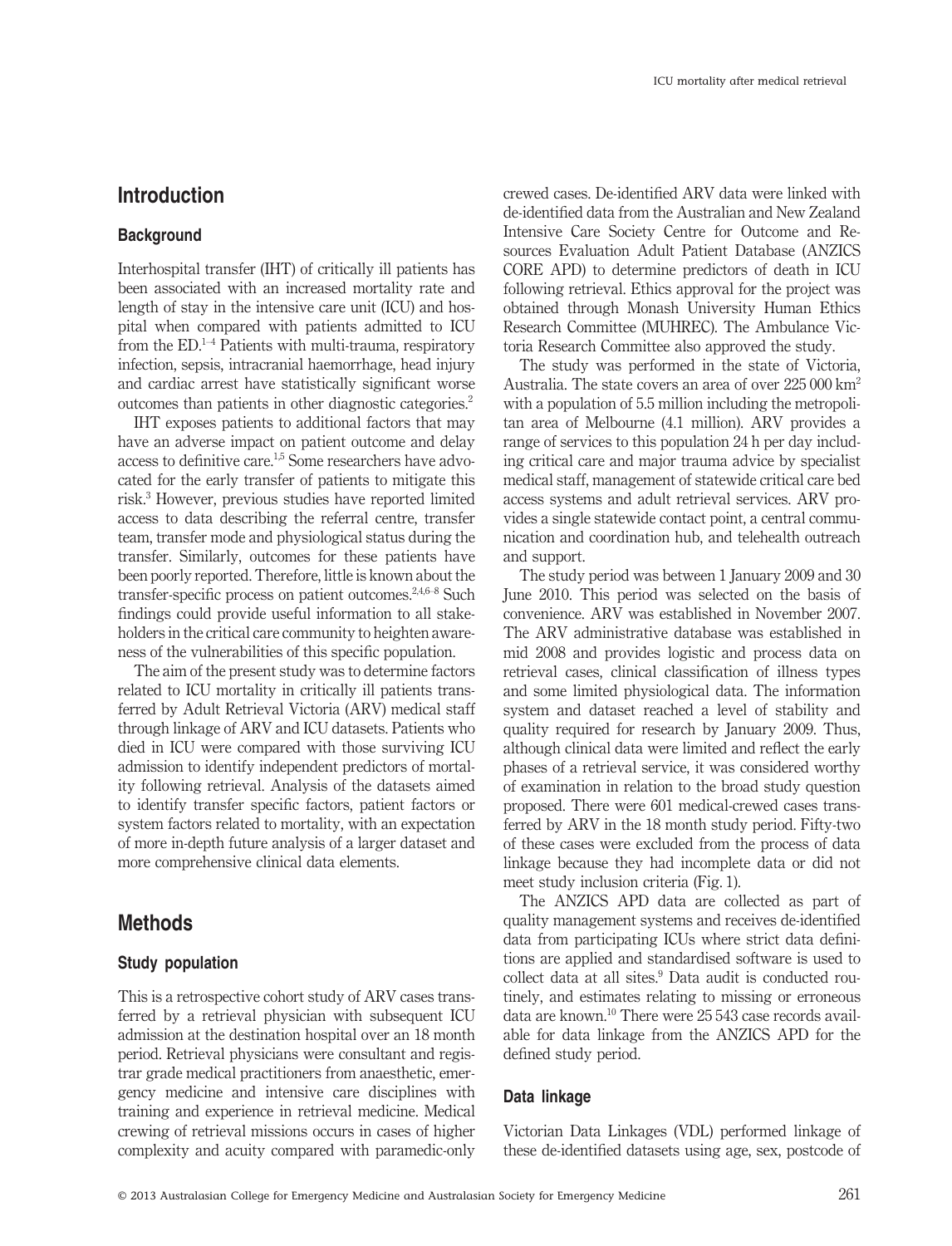## Introduction

### Background

Interhospital transfer (IHT) of critically ill patients has been associated with an increased mortality rate and length of stay in the intensive care unit (ICU) and hospital when compared with patients admitted to ICU from the ED.[1–4] Patients with multi-trauma, respiratory infection, sepsis, intracranial haemorrhage, head injury and cardiac arrest have statistically significant worse outcomes than patients in other diagnostic categories.[2]

IHT exposes patients to additional factors that may have an adverse impact on patient outcome and delay access to definitive care.[1,5] Some researchers have advocated for the early transfer of patients to mitigate this risk.[3] However, previous studies have reported limited access to data describing the referral centre, transfer team, transfer mode and physiological status during the transfer. Similarly, outcomes for these patients have been poorly reported. Therefore, little is known about the transfer-specific process on patient outcomes.[2,4,6–8] Such findings could provide useful information to all stakeholders in the critical care community to heighten awareness of the vulnerabilities of this specific population.

The aim of the present study was to determine factors related to ICU mortality in critically ill patients transferred by Adult Retrieval Victoria (ARV) medical staff through linkage of ARV and ICU datasets. Patients who died in ICU were compared with those surviving ICU admission to identify independent predictors of mortality following retrieval. Analysis of the datasets aimed to identify transfer specific factors, patient factors or system factors related to mortality, with an expectation of more in-depth future analysis of a larger dataset and more comprehensive clinical data elements.

## Methods

### Study population

This is a retrospective cohort study of ARV cases transferred by a retrieval physician with subsequent ICU admission at the destination hospital over an 18 month period. Retrieval physicians were consultant and registrar grade medical practitioners from anaesthetic, emergency medicine and intensive care disciplines with training and experience in retrieval medicine. Medical crewing of retrieval missions occurs in cases of higher complexity and acuity compared with paramedic-only crewed cases. De-identified ARV data were linked with de-identified data from the Australian and New Zealand Intensive Care Society Centre for Outcome and Resources Evaluation Adult Patient Database (ANZICS CORE APD) to determine predictors of death in ICU following retrieval. Ethics approval for the project was obtained through Monash University Human Ethics Research Committee (MUHREC). The Ambulance Victoria Research Committee also approved the study.

The study was performed in the state of Victoria, Australia. The state covers an area of over 225 000 km$^2$ with a population of 5.5 million including the metropolitan area of Melbourne (4.1 million). ARV provides a range of services to this population 24 h per day including critical care and major trauma advice by specialist medical staff, management of statewide critical care bed access systems and adult retrieval services. ARV provides a single statewide contact point, a central communication and coordination hub, and telehealth outreach and support.

The study period was between 1 January 2009 and 30 June 2010. This period was selected on the basis of convenience. ARV was established in November 2007. The ARV administrative database was established in mid 2008 and provides logistic and process data on retrieval cases, clinical classification of illness types and some limited physiological data. The information system and dataset reached a level of stability and quality required for research by January 2009. Thus, although clinical data were limited and reflect the early phases of a retrieval service, it was considered worthy of examination in relation to the broad study question proposed. There were 601 medical-crewed cases transferred by ARV in the 18 month study period. Fifty-two of these cases were excluded from the process of data linkage because they had incomplete data or did not meet study inclusion criteria (Fig. 1).

The ANZICS APD data are collected as part of quality management systems and receives de-identified data from participating ICUs where strict data definitions are applied and standardised software is used to collect data at all sites.[9] Data audit is conducted routinely, and estimates relating to missing or erroneous data are known.[10] There were 25 543 case records available for data linkage from the ANZICS APD for the defined study period.

### Data linkage

Victorian Data Linkages (VDL) performed linkage of these de-identified datasets using age, sex, postcode of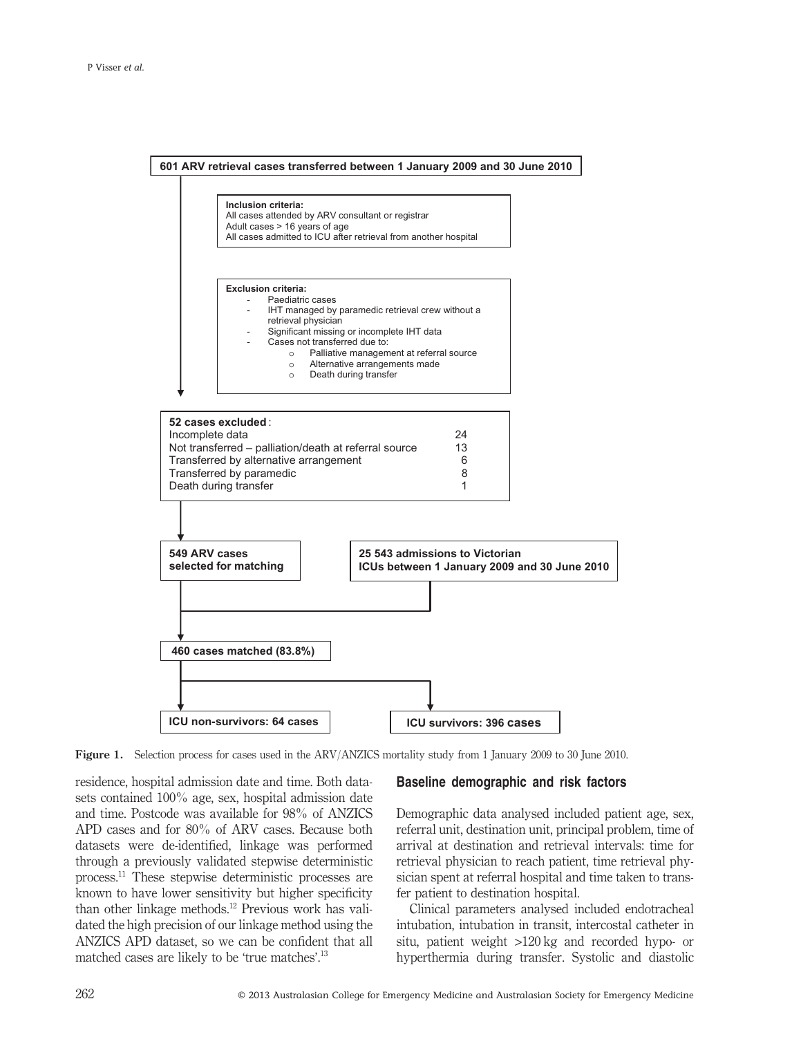601 ARV retrieval cases transferred between 1 January 2009 and 30 June 2010

**Inclusion criteria:**
All cases attended by ARV consultant or registrar
Adult cases > 16 years of age
All cases admitted to ICU after retrieval from another hospital

**Exclusion criteria:**
- Paediatric cases
- IHT managed by paramedic retrieval crew without a retrieval physician
- Significant missing or incomplete IHT data
- Cases not transferred due to:
  - Palliative management at referral source
  - Alternative arrangements made
  - Death during transfer

| **52 cases excluded**: | |
|---|---|
| Incomplete data | 24 |
| Not transferred – palliation/death at referral source | 13 |
| Transferred by alternative arrangement | 6 |
| Transferred by paramedic | 8 |
| Death during transfer | 1 |

549 ARV cases selected for matching

25 543 admissions to Victorian ICUs between 1 January 2009 and 30 June 2010

460 cases matched (83.8%)

ICU non-survivors: 64 cases

ICU survivors: 396 cases

**Figure 1.** Selection process for cases used in the ARV/ANZICS mortality study from 1 January 2009 to 30 June 2010.

residence, hospital admission date and time. Both datasets contained 100% age, sex, hospital admission date and time. Postcode was available for 98% of ANZICS APD cases and for 80% of ARV cases. Because both datasets were de-identified, linkage was performed through a previously validated stepwise deterministic process.[11] These stepwise deterministic processes are known to have lower sensitivity but higher specificity than other linkage methods.[12] Previous work has validated the high precision of our linkage method using the ANZICS APD dataset, so we can be confident that all matched cases are likely to be 'true matches'.[13]

## Baseline demographic and risk factors

Demographic data analysed included patient age, sex, referral unit, destination unit, principal problem, time of arrival at destination and retrieval intervals: time for retrieval physician to reach patient, time retrieval physician spent at referral hospital and time taken to transfer patient to destination hospital.

Clinical parameters analysed included endotracheal intubation, intubation in transit, intercostal catheter in situ, patient weight >120 kg and recorded hypo- or hyperthermia during transfer. Systolic and diastolic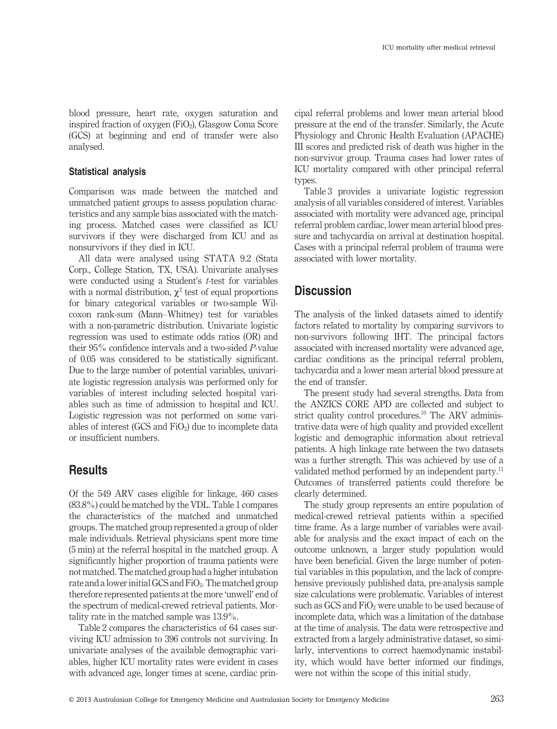blood pressure, heart rate, oxygen saturation and inspired fraction of oxygen ($FiO_2$), Glasgow Coma Score (GCS) at beginning and end of transfer were also analysed.

### Statistical analysis

Comparison was made between the matched and unmatched patient groups to assess population characteristics and any sample bias associated with the matching process. Matched cases were classified as ICU survivors if they were discharged from ICU and as nonsurvivors if they died in ICU.

All data were analysed using STATA 9.2 (Stata Corp., College Station, TX, USA). Univariate analyses were conducted using a Student's *t*-test for variables with a normal distribution, $\chi^2$ test of equal proportions for binary categorical variables or two-sample Wilcoxon rank-sum (Mann–Whitney) test for variables with a non-parametric distribution. Univariate logistic regression was used to estimate odds ratios (OR) and their 95% confidence intervals and a two-sided *P*-value of 0.05 was considered to be statistically significant. Due to the large number of potential variables, univariate logistic regression analysis was performed only for variables of interest including selected hospital variables such as time of admission to hospital and ICU. Logistic regression was not performed on some variables of interest (GCS and $FiO_2$) due to incomplete data or insufficient numbers.

## Results

Of the 549 ARV cases eligible for linkage, 460 cases (83.8%) could be matched by the VDL. Table 1 compares the characteristics of the matched and unmatched groups. The matched group represented a group of older male individuals. Retrieval physicians spent more time (5 min) at the referral hospital in the matched group. A significantly higher proportion of trauma patients were not matched. The matched group had a higher intubation rate and a lower initial GCS and $FiO_2$. The matched group therefore represented patients at the more 'unwell' end of the spectrum of medical-crewed retrieval patients. Mortality rate in the matched sample was 13.9%.

Table 2 compares the characteristics of 64 cases surviving ICU admission to 396 controls not surviving. In univariate analyses of the available demographic variables, higher ICU mortality rates were evident in cases with advanced age, longer times at scene, cardiac principal referral problems and lower mean arterial blood pressure at the end of the transfer. Similarly, the Acute Physiology and Chronic Health Evaluation (APACHE) III scores and predicted risk of death was higher in the non-survivor group. Trauma cases had lower rates of ICU mortality compared with other principal referral types.

Table 3 provides a univariate logistic regression analysis of all variables considered of interest. Variables associated with mortality were advanced age, principal referral problem cardiac, lower mean arterial blood pressure and tachycardia on arrival at destination hospital. Cases with a principal referral problem of trauma were associated with lower mortality.

## Discussion

The analysis of the linked datasets aimed to identify factors related to mortality by comparing survivors to non-survivors following IHT. The principal factors associated with increased mortality were advanced age, cardiac conditions as the principal referral problem, tachycardia and a lower mean arterial blood pressure at the end of transfer.

The present study had several strengths. Data from the ANZICS CORE APD are collected and subject to strict quality control procedures.[10] The ARV administrative data were of high quality and provided excellent logistic and demographic information about retrieval patients. A high linkage rate between the two datasets was a further strength. This was achieved by use of a validated method performed by an independent party.[11] Outcomes of transferred patients could therefore be clearly determined.

The study group represents an entire population of medical-crewed retrieval patients within a specified time frame. As a large number of variables were available for analysis and the exact impact of each on the outcome unknown, a larger study population would have been beneficial. Given the large number of potential variables in this population, and the lack of comprehensive previously published data, pre-analysis sample size calculations were problematic. Variables of interest such as GCS and $FiO_2$ were unable to be used because of incomplete data, which was a limitation of the database at the time of analysis. The data were retrospective and extracted from a largely administrative dataset, so similarly, interventions to correct haemodynamic instability, which would have better informed our findings, were not within the scope of this initial study.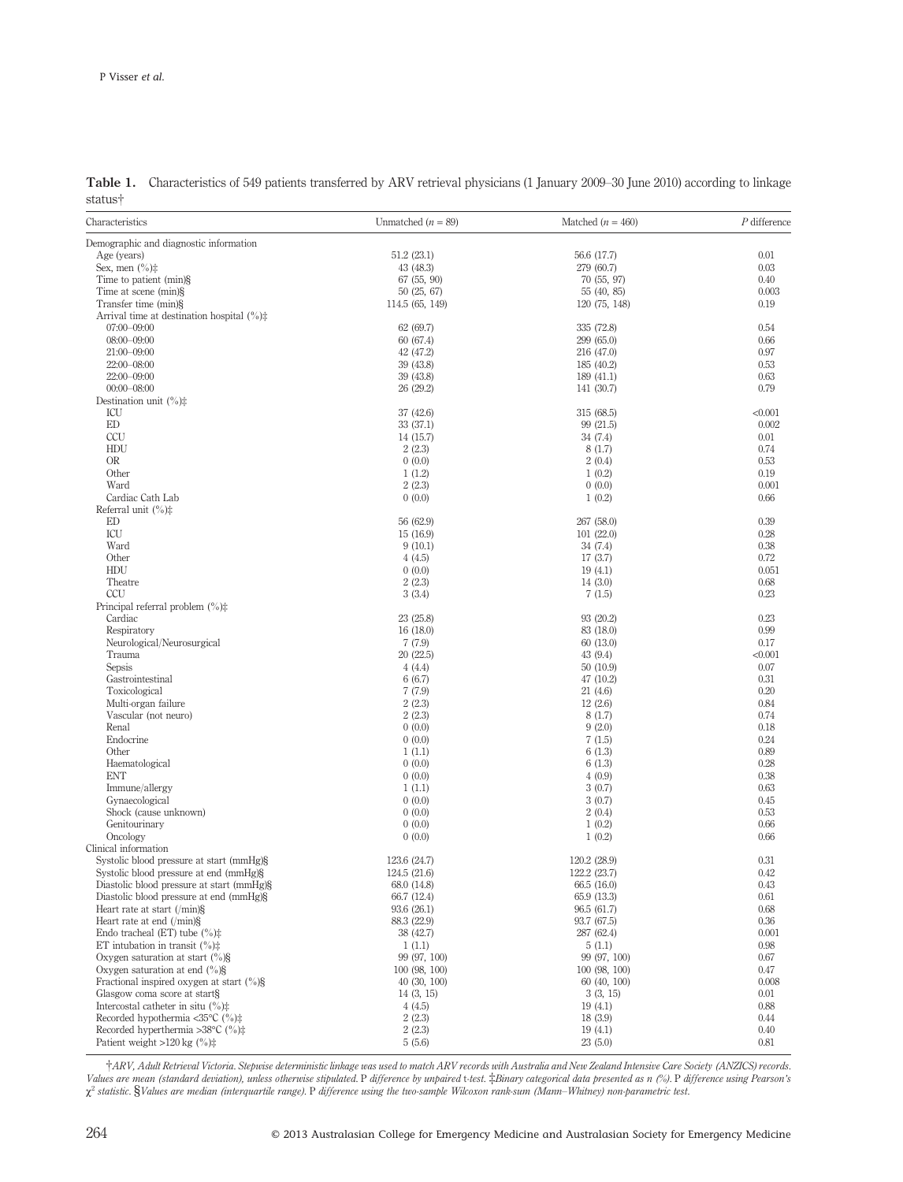**Table 1.** Characteristics of 549 patients transferred by ARV retrieval physicians (1 January 2009–30 June 2010) according to linkage status†

| Characteristics | Unmatched ($n$ = 89) | Matched ($n$ = 460) | $P$ difference |
|---|---|---|---|
| Demographic and diagnostic information | | | |
| Age (years) | 51.2 (23.1) | 56.6 (17.7) | 0.01 |
| Sex, men (%)‡ | 43 (48.3) | 279 (60.7) | 0.03 |
| Time to patient (min)§ | 67 (55, 90) | 70 (55, 97) | 0.40 |
| Time at scene (min)§ | 50 (25, 67) | 55 (40, 85) | 0.003 |
| Transfer time (min)§ | 114.5 (65, 149) | 120 (75, 148) | 0.19 |
| Arrival time at destination hospital (%)‡ | | | |
| 07:00–09:00 | 62 (69.7) | 335 (72.8) | 0.54 |
| 08:00–09:00 | 60 (67.4) | 299 (65.0) | 0.66 |
| 21:00–09:00 | 42 (47.2) | 216 (47.0) | 0.97 |
| 22:00–08:00 | 39 (43.8) | 185 (40.2) | 0.53 |
| 22:00–09:00 | 39 (43.8) | 189 (41.1) | 0.63 |
| 00:00–08:00 | 26 (29.2) | 141 (30.7) | 0.79 |
| Destination unit (%)‡ | | | |
| ICU | 37 (42.6) | 315 (68.5) | <0.001 |
| ED | 33 (37.1) | 99 (21.5) | 0.002 |
| CCU | 14 (15.7) | 34 (7.4) | 0.01 |
| HDU | 2 (2.3) | 8 (1.7) | 0.74 |
| OR | 0 (0.0) | 2 (0.4) | 0.53 |
| Other | 1 (1.2) | 1 (0.2) | 0.19 |
| Ward | 2 (2.3) | 0 (0.0) | 0.001 |
| Cardiac Cath Lab | 0 (0.0) | 1 (0.2) | 0.66 |
| Referral unit (%)‡ | | | |
| ED | 56 (62.9) | 267 (58.0) | 0.39 |
| ICU | 15 (16.9) | 101 (22.0) | 0.28 |
| Ward | 9 (10.1) | 34 (7.4) | 0.38 |
| Other | 4 (4.5) | 17 (3.7) | 0.72 |
| HDU | 0 (0.0) | 19 (4.1) | 0.051 |
| Theatre | 2 (2.3) | 14 (3.0) | 0.68 |
| CCU | 3 (3.4) | 7 (1.5) | 0.23 |
| Principal referral problem (%)‡ | | | |
| Cardiac | 23 (25.8) | 93 (20.2) | 0.23 |
| Respiratory | 16 (18.0) | 83 (18.0) | 0.99 |
| Neurological/Neurosurgical | 7 (7.9) | 60 (13.0) | 0.17 |
| Trauma | 20 (22.5) | 43 (9.4) | <0.001 |
| Sepsis | 4 (4.4) | 50 (10.9) | 0.07 |
| Gastrointestinal | 6 (6.7) | 47 (10.2) | 0.31 |
| Toxicological | 7 (7.9) | 21 (4.6) | 0.20 |
| Multi-organ failure | 2 (2.3) | 12 (2.6) | 0.84 |
| Vascular (not neuro) | 2 (2.3) | 8 (1.7) | 0.74 |
| Renal | 0 (0.0) | 9 (2.0) | 0.18 |
| Endocrine | 0 (0.0) | 7 (1.5) | 0.24 |
| Other | 1 (1.1) | 6 (1.3) | 0.89 |
| Haematological | 0 (0.0) | 6 (1.3) | 0.28 |
| ENT | 0 (0.0) | 4 (0.9) | 0.38 |
| Immune/allergy | 1 (1.1) | 3 (0.7) | 0.63 |
| Gynaecological | 0 (0.0) | 3 (0.7) | 0.45 |
| Shock (cause unknown) | 0 (0.0) | 2 (0.4) | 0.53 |
| Genitourinary | 0 (0.0) | 1 (0.2) | 0.66 |
| Oncology | 0 (0.0) | 1 (0.2) | 0.66 |
| Clinical information | | | |
| Systolic blood pressure at start (mmHg)§ | 123.6 (24.7) | 120.2 (28.9) | 0.31 |
| Systolic blood pressure at end (mmHg)§ | 124.5 (21.6) | 122.2 (23.7) | 0.42 |
| Diastolic blood pressure at start (mmHg)§ | 68.0 (14.8) | 66.5 (16.0) | 0.43 |
| Diastolic blood pressure at end (mmHg)§ | 66.7 (12.4) | 65.9 (13.3) | 0.61 |
| Heart rate at start (/min)§ | 93.6 (26.1) | 96.5 (61.7) | 0.68 |
| Heart rate at end (/min)§ | 88.3 (22.9) | 93.7 (67.5) | 0.36 |
| Endo tracheal (ET) tube (%)‡ | 38 (42.7) | 287 (62.4) | 0.001 |
| ET intubation in transit (%)‡ | 1 (1.1) | 5 (1.1) | 0.98 |
| Oxygen saturation at start (%)§ | 99 (97, 100) | 99 (97, 100) | 0.67 |
| Oxygen saturation at end (%)§ | 100 (98, 100) | 100 (98, 100) | 0.47 |
| Fractional inspired oxygen at start (%)§ | 40 (30, 100) | 60 (40, 100) | 0.008 |
| Glasgow coma score at start§ | 14 (3, 15) | 3 (3, 15) | 0.01 |
| Intercostal catheter in situ (%)‡ | 4 (4.5) | 19 (4.1) | 0.88 |
| Recorded hypothermia <35°C (%)‡ | 2 (2.3) | 18 (3.9) | 0.44 |
| Recorded hyperthermia >38°C (%)‡ | 2 (2.3) | 19 (4.1) | 0.40 |
| Patient weight >120 kg (%)‡ | 5 (5.6) | 23 (5.0) | 0.81 |

†*ARV, Adult Retrieval Victoria. Stepwise deterministic linkage was used to match ARV records with Australia and New Zealand Intensive Care Society (ANZICS) records. Values are mean (standard deviation), unless otherwise stipulated.* P *difference by unpaired t-test.* ‡*Binary categorical data presented as n (%).* P *difference using Pearson's* $\chi^2$ *statistic.* §*Values are median (interquartile range).* P *difference using the two-sample Wilcoxon rank-sum (Mann–Whitney) non-parametric test.*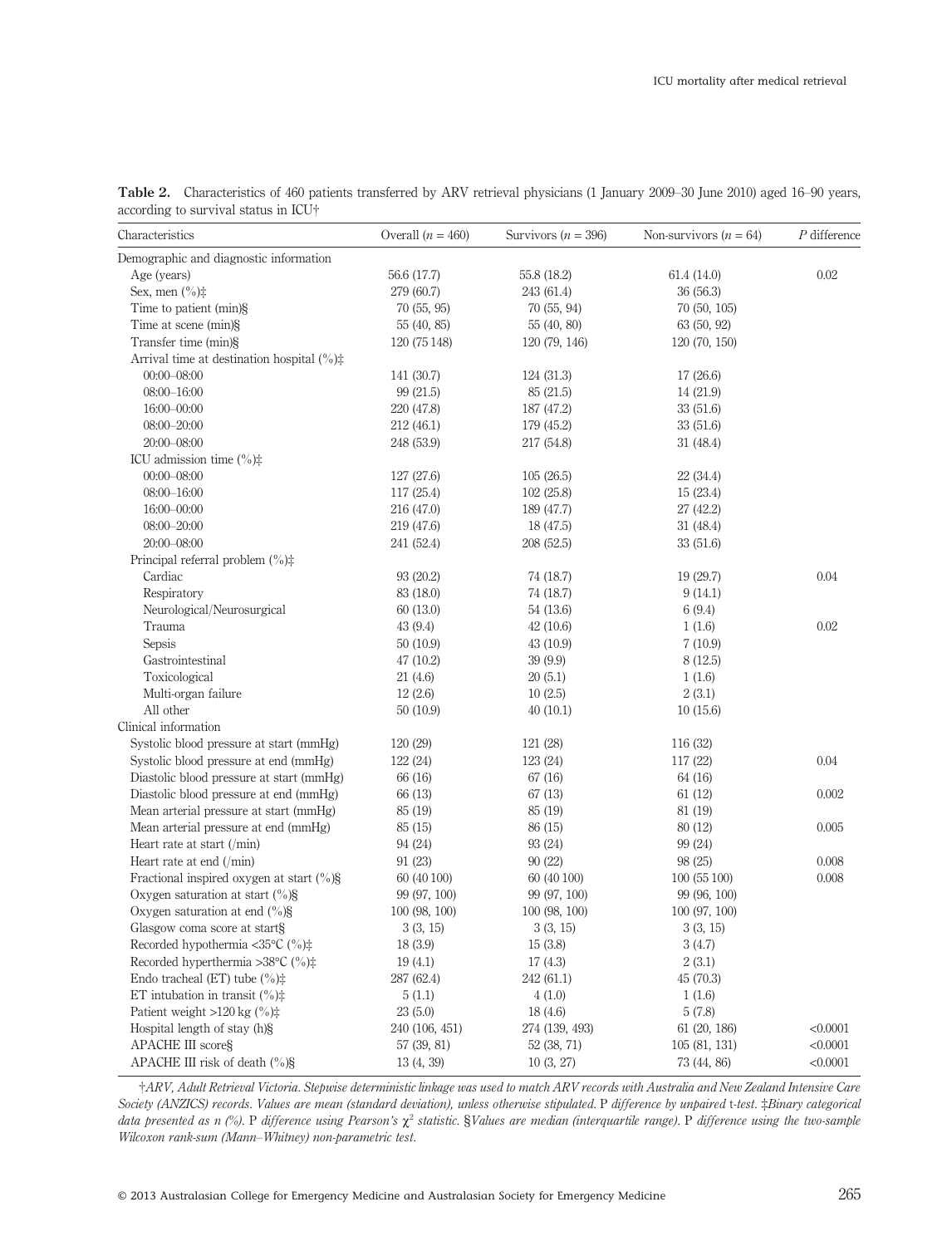**Table 2.** Characteristics of 460 patients transferred by ARV retrieval physicians (1 January 2009–30 June 2010) aged 16–90 years, according to survival status in ICU†

| Characteristics | Overall ($n$ = 460) | Survivors ($n$ = 396) | Non-survivors ($n$ = 64) | *P* difference |
|---|---|---|---|---|
| Demographic and diagnostic information | | | | |
| Age (years) | 56.6 (17.7) | 55.8 (18.2) | 61.4 (14.0) | 0.02 |
| Sex, men (%)‡ | 279 (60.7) | 243 (61.4) | 36 (56.3) | |
| Time to patient (min)§ | 70 (55, 95) | 70 (55, 94) | 70 (50, 105) | |
| Time at scene (min)§ | 55 (40, 85) | 55 (40, 80) | 63 (50, 92) | |
| Transfer time (min)§ | 120 (75 148) | 120 (79, 146) | 120 (70, 150) | |
| Arrival time at destination hospital (%)‡ | | | | |
| 00:00–08:00 | 141 (30.7) | 124 (31.3) | 17 (26.6) | |
| 08:00–16:00 | 99 (21.5) | 85 (21.5) | 14 (21.9) | |
| 16:00–00:00 | 220 (47.8) | 187 (47.2) | 33 (51.6) | |
| 08:00–20:00 | 212 (46.1) | 179 (45.2) | 33 (51.6) | |
| 20:00–08:00 | 248 (53.9) | 217 (54.8) | 31 (48.4) | |
| ICU admission time (%)‡ | | | | |
| 00:00–08:00 | 127 (27.6) | 105 (26.5) | 22 (34.4) | |
| 08:00–16:00 | 117 (25.4) | 102 (25.8) | 15 (23.4) | |
| 16:00–00:00 | 216 (47.0) | 189 (47.7) | 27 (42.2) | |
| 08:00–20:00 | 219 (47.6) | 18 (47.5) | 31 (48.4) | |
| 20:00–08:00 | 241 (52.4) | 208 (52.5) | 33 (51.6) | |
| Principal referral problem (%)‡ | | | | |
| Cardiac | 93 (20.2) | 74 (18.7) | 19 (29.7) | 0.04 |
| Respiratory | 83 (18.0) | 74 (18.7) | 9 (14.1) | |
| Neurological/Neurosurgical | 60 (13.0) | 54 (13.6) | 6 (9.4) | |
| Trauma | 43 (9.4) | 42 (10.6) | 1 (1.6) | 0.02 |
| Sepsis | 50 (10.9) | 43 (10.9) | 7 (10.9) | |
| Gastrointestinal | 47 (10.2) | 39 (9.9) | 8 (12.5) | |
| Toxicological | 21 (4.6) | 20 (5.1) | 1 (1.6) | |
| Multi-organ failure | 12 (2.6) | 10 (2.5) | 2 (3.1) | |
| All other | 50 (10.9) | 40 (10.1) | 10 (15.6) | |
| Clinical information | | | | |
| Systolic blood pressure at start (mmHg) | 120 (29) | 121 (28) | 116 (32) | |
| Systolic blood pressure at end (mmHg) | 122 (24) | 123 (24) | 117 (22) | 0.04 |
| Diastolic blood pressure at start (mmHg) | 66 (16) | 67 (16) | 64 (16) | |
| Diastolic blood pressure at end (mmHg) | 66 (13) | 67 (13) | 61 (12) | 0.002 |
| Mean arterial pressure at start (mmHg) | 85 (19) | 85 (19) | 81 (19) | |
| Mean arterial pressure at end (mmHg) | 85 (15) | 86 (15) | 80 (12) | 0.005 |
| Heart rate at start (/min) | 94 (24) | 93 (24) | 99 (24) | |
| Heart rate at end (/min) | 91 (23) | 90 (22) | 98 (25) | 0.008 |
| Fractional inspired oxygen at start (%)§ | 60 (40 100) | 60 (40 100) | 100 (55 100) | 0.008 |
| Oxygen saturation at start (%)§ | 99 (97, 100) | 99 (97, 100) | 99 (96, 100) | |
| Oxygen saturation at end (%)§ | 100 (98, 100) | 100 (98, 100) | 100 (97, 100) | |
| Glasgow coma score at start§ | 3 (3, 15) | 3 (3, 15) | 3 (3, 15) | |
| Recorded hypothermia <35°C (%)‡ | 18 (3.9) | 15 (3.8) | 3 (4.7) | |
| Recorded hyperthermia >38°C (%)‡ | 19 (4.1) | 17 (4.3) | 2 (3.1) | |
| Endo tracheal (ET) tube (%)‡ | 287 (62.4) | 242 (61.1) | 45 (70.3) | |
| ET intubation in transit (%)‡ | 5 (1.1) | 4 (1.0) | 1 (1.6) | |
| Patient weight >120 kg (%)‡ | 23 (5.0) | 18 (4.6) | 5 (7.8) | |
| Hospital length of stay (h)§ | 240 (106, 451) | 274 (139, 493) | 61 (20, 186) | <0.0001 |
| APACHE III score§ | 57 (39, 81) | 52 (38, 71) | 105 (81, 131) | <0.0001 |
| APACHE III risk of death (%)§ | 13 (4, 39) | 10 (3, 27) | 73 (44, 86) | <0.0001 |

†*ARV, Adult Retrieval Victoria. Stepwise deterministic linkage was used to match ARV records with Australia and New Zealand Intensive Care Society (ANZICS) records. Values are mean (standard deviation), unless otherwise stipulated.* P *difference by unpaired* t*-test.* ‡*Binary categorical data presented as n (%).* P *difference using Pearson's* $\chi^2$ *statistic.* §*Values are median (interquartile range).* P *difference using the two-sample Wilcoxon rank-sum (Mann–Whitney) non-parametric test.*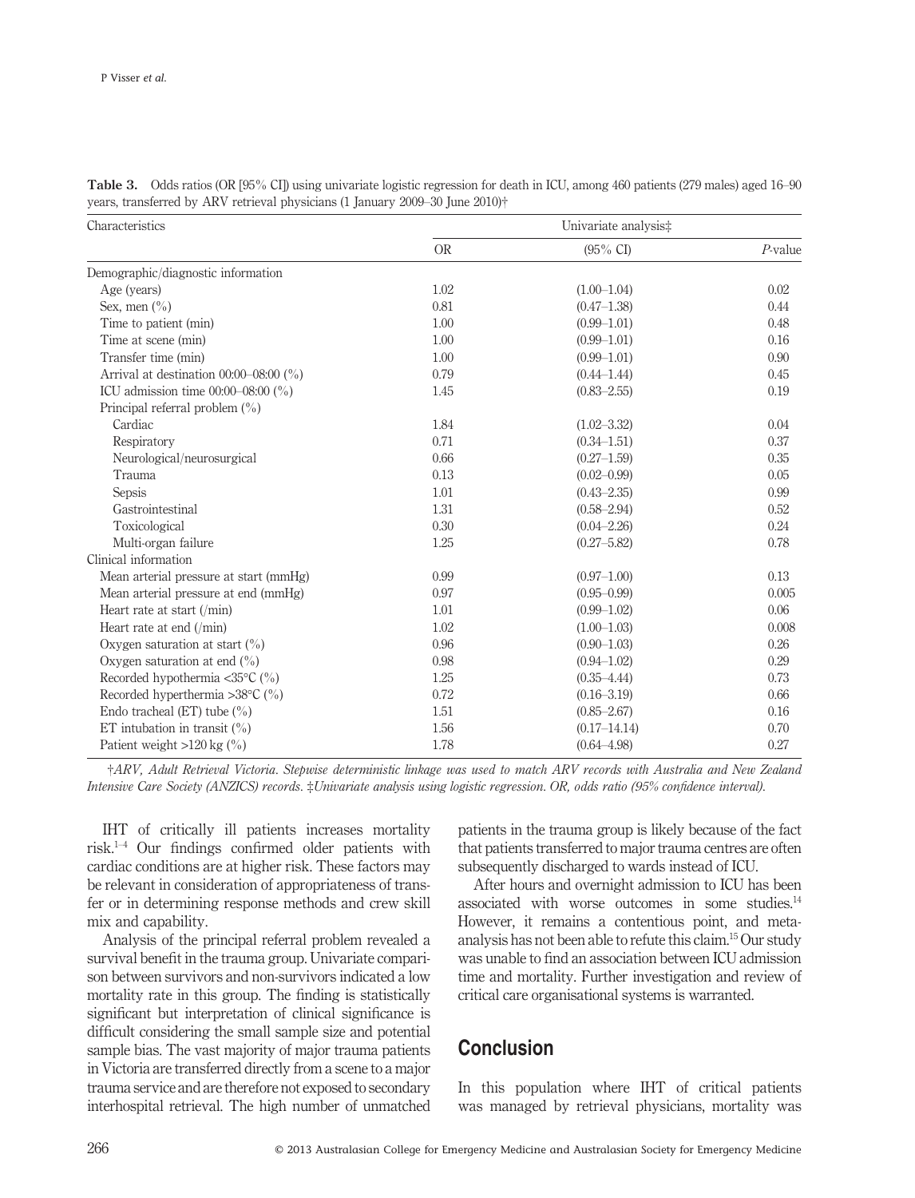**Table 3.** Odds ratios (OR [95% CI]) using univariate logistic regression for death in ICU, among 460 patients (279 males) aged 16–90 years, transferred by ARV retrieval physicians (1 January 2009–30 June 2010)†

| Characteristics | Univariate analysis‡ | | |
|---|---|---|---|
| | OR | (95% CI) | $P$-value |
| Demographic/diagnostic information | | | |
| Age (years) | 1.02 | (1.00–1.04) | 0.02 |
| Sex, men (%) | 0.81 | (0.47–1.38) | 0.44 |
| Time to patient (min) | 1.00 | (0.99–1.01) | 0.48 |
| Time at scene (min) | 1.00 | (0.99–1.01) | 0.16 |
| Transfer time (min) | 1.00 | (0.99–1.01) | 0.90 |
| Arrival at destination 00:00–08:00 (%) | 0.79 | (0.44–1.44) | 0.45 |
| ICU admission time 00:00–08:00 (%) | 1.45 | (0.83–2.55) | 0.19 |
| Principal referral problem (%) | | | |
| Cardiac | 1.84 | (1.02–3.32) | 0.04 |
| Respiratory | 0.71 | (0.34–1.51) | 0.37 |
| Neurological/neurosurgical | 0.66 | (0.27–1.59) | 0.35 |
| Trauma | 0.13 | (0.02–0.99) | 0.05 |
| Sepsis | 1.01 | (0.43–2.35) | 0.99 |
| Gastrointestinal | 1.31 | (0.58–2.94) | 0.52 |
| Toxicological | 0.30 | (0.04–2.26) | 0.24 |
| Multi-organ failure | 1.25 | (0.27–5.82) | 0.78 |
| Clinical information | | | |
| Mean arterial pressure at start (mmHg) | 0.99 | (0.97–1.00) | 0.13 |
| Mean arterial pressure at end (mmHg) | 0.97 | (0.95–0.99) | 0.005 |
| Heart rate at start (/min) | 1.01 | (0.99–1.02) | 0.06 |
| Heart rate at end (/min) | 1.02 | (1.00–1.03) | 0.008 |
| Oxygen saturation at start (%) | 0.96 | (0.90–1.03) | 0.26 |
| Oxygen saturation at end (%) | 0.98 | (0.94–1.02) | 0.29 |
| Recorded hypothermia <35°C (%) | 1.25 | (0.35–4.44) | 0.73 |
| Recorded hyperthermia >38°C (%) | 0.72 | (0.16–3.19) | 0.66 |
| Endo tracheal (ET) tube (%) | 1.51 | (0.85–2.67) | 0.16 |
| ET intubation in transit (%) | 1.56 | (0.17–14.14) | 0.70 |
| Patient weight >120 kg (%) | 1.78 | (0.64–4.98) | 0.27 |

†*ARV, Adult Retrieval Victoria. Stepwise deterministic linkage was used to match ARV records with Australia and New Zealand Intensive Care Society (ANZICS) records.* ‡*Univariate analysis using logistic regression. OR, odds ratio (95% confidence interval).*

IHT of critically ill patients increases mortality risk.[1–4] Our findings confirmed older patients with cardiac conditions are at higher risk. These factors may be relevant in consideration of appropriateness of transfer or in determining response methods and crew skill mix and capability.

Analysis of the principal referral problem revealed a survival benefit in the trauma group. Univariate comparison between survivors and non-survivors indicated a low mortality rate in this group. The finding is statistically significant but interpretation of clinical significance is difficult considering the small sample size and potential sample bias. The vast majority of major trauma patients in Victoria are transferred directly from a scene to a major trauma service and are therefore not exposed to secondary interhospital retrieval. The high number of unmatched patients in the trauma group is likely because of the fact that patients transferred to major trauma centres are often subsequently discharged to wards instead of ICU.

After hours and overnight admission to ICU has been associated with worse outcomes in some studies.[14] However, it remains a contentious point, and meta-analysis has not been able to refute this claim.[15] Our study was unable to find an association between ICU admission time and mortality. Further investigation and review of critical care organisational systems is warranted.

## Conclusion

In this population where IHT of critical patients was managed by retrieval physicians, mortality was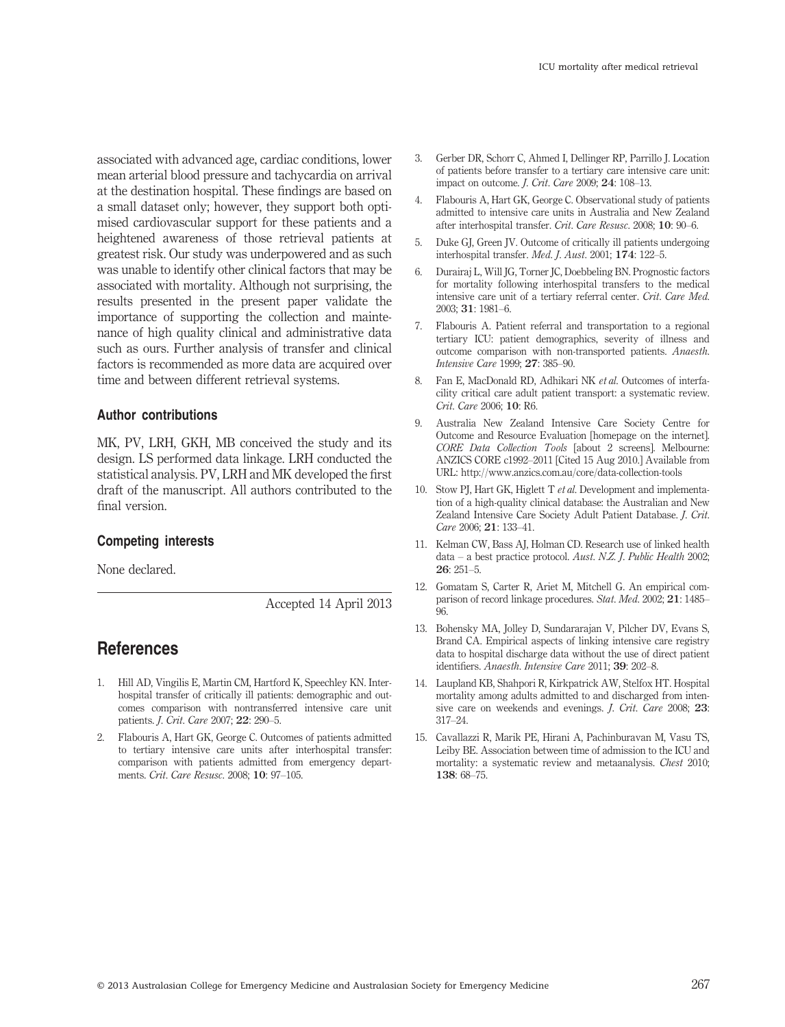associated with advanced age, cardiac conditions, lower mean arterial blood pressure and tachycardia on arrival at the destination hospital. These findings are based on a small dataset only; however, they support both optimised cardiovascular support for these patients and a heightened awareness of those retrieval patients at greatest risk. Our study was underpowered and as such was unable to identify other clinical factors that may be associated with mortality. Although not surprising, the results presented in the present paper validate the importance of supporting the collection and maintenance of high quality clinical and administrative data such as ours. Further analysis of transfer and clinical factors is recommended as more data are acquired over time and between different retrieval systems.

## Author contributions

MK, PV, LRH, GKH, MB conceived the study and its design. LS performed data linkage. LRH conducted the statistical analysis. PV, LRH and MK developed the first draft of the manuscript. All authors contributed to the final version.

## Competing interests

None declared.

Accepted 14 April 2013

# References

1. Hill AD, Vingilis E, Martin CM, Hartford K, Speechley KN. Interhospital transfer of critically ill patients: demographic and outcomes comparison with nontransferred intensive care unit patients. *J. Crit. Care* 2007; **22**: 290–5.
2. Flabouris A, Hart GK, George C. Outcomes of patients admitted to tertiary intensive care units after interhospital transfer: comparison with patients admitted from emergency departments. *Crit. Care Resusc.* 2008; **10**: 97–105.
3. Gerber DR, Schorr C, Ahmed I, Dellinger RP, Parrillo J. Location of patients before transfer to a tertiary care intensive care unit: impact on outcome. *J. Crit. Care* 2009; **24**: 108–13.
4. Flabouris A, Hart GK, George C. Observational study of patients admitted to intensive care units in Australia and New Zealand after interhospital transfer. *Crit. Care Resusc.* 2008; **10**: 90–6.
5. Duke GJ, Green JV. Outcome of critically ill patients undergoing interhospital transfer. *Med. J. Aust.* 2001; **174**: 122–5.
6. Durairaj L, Will JG, Torner JC, Doebbeling BN. Prognostic factors for mortality following interhospital transfers to the medical intensive care unit of a tertiary referral center. *Crit. Care Med.* 2003; **31**: 1981–6.
7. Flabouris A. Patient referral and transportation to a regional tertiary ICU: patient demographics, severity of illness and outcome comparison with non-transported patients. *Anaesth. Intensive Care* 1999; **27**: 385–90.
8. Fan E, MacDonald RD, Adhikari NK *et al.* Outcomes of interfacility critical care adult patient transport: a systematic review. *Crit. Care* 2006; **10**: R6.
9. Australia New Zealand Intensive Care Society Centre for Outcome and Resource Evaluation [homepage on the internet]. *CORE Data Collection Tools* [about 2 screens]. Melbourne: ANZICS CORE c1992–2011 [Cited 15 Aug 2010.] Available from URL: http://www.anzics.com.au/core/data-collection-tools
10. Stow PJ, Hart GK, Higlett T *et al.* Development and implementation of a high-quality clinical database: the Australian and New Zealand Intensive Care Society Adult Patient Database. *J. Crit. Care* 2006; **21**: 133–41.
11. Kelman CW, Bass AJ, Holman CD. Research use of linked health data – a best practice protocol. *Aust. N.Z. J. Public Health* 2002; **26**: 251–5.
12. Gomatam S, Carter R, Ariet M, Mitchell G. An empirical comparison of record linkage procedures. *Stat. Med.* 2002; **21**: 1485–96.
13. Bohensky MA, Jolley D, Sundararajan V, Pilcher DV, Evans S, Brand CA. Empirical aspects of linking intensive care registry data to hospital discharge data without the use of direct patient identifiers. *Anaesth. Intensive Care* 2011; **39**: 202–8.
14. Laupland KB, Shahpori R, Kirkpatrick AW, Stelfox HT. Hospital mortality among adults admitted to and discharged from intensive care on weekends and evenings. *J. Crit. Care* 2008; **23**: 317–24.
15. Cavallazzi R, Marik PE, Hirani A, Pachinburavan M, Vasu TS, Leiby BE. Association between time of admission to the ICU and mortality: a systematic review and metaanalysis. *Chest* 2010; **138**: 68–75.